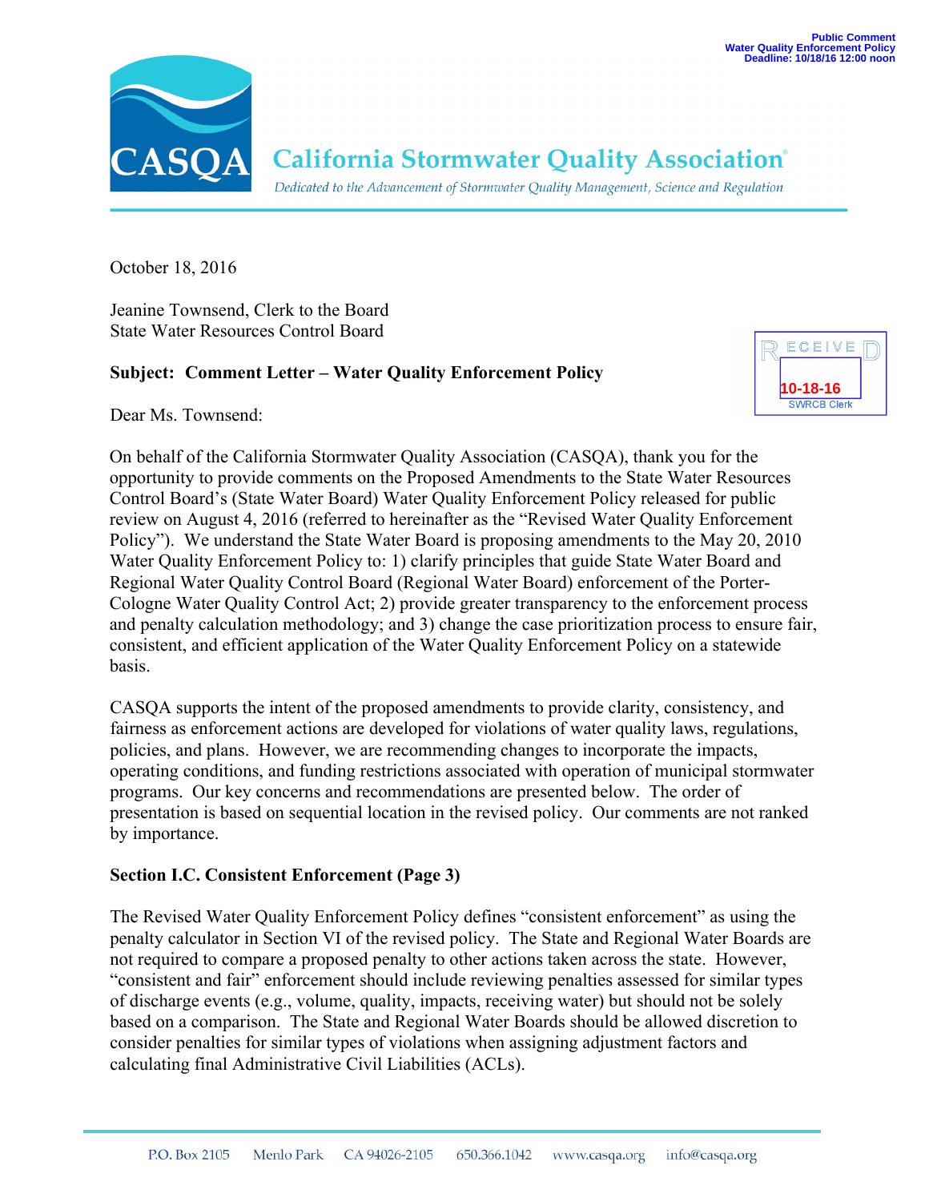Public Comment
Water Quality Enforcement Policy
Deadline: 10/18/16 12:00 noon

**CASQA** California Stormwater Quality Association®

*Dedicated to the Advancement of Stormwater Quality Management, Science and Regulation*

RECEIVED
10-18-16
SWRCB Clerk

October 18, 2016

Jeanine Townsend, Clerk to the Board
State Water Resources Control Board

**Subject: Comment Letter – Water Quality Enforcement Policy**

Dear Ms. Townsend:

On behalf of the California Stormwater Quality Association (CASQA), thank you for the opportunity to provide comments on the Proposed Amendments to the State Water Resources Control Board's (State Water Board) Water Quality Enforcement Policy released for public review on August 4, 2016 (referred to hereinafter as the "Revised Water Quality Enforcement Policy"). We understand the State Water Board is proposing amendments to the May 20, 2010 Water Quality Enforcement Policy to: 1) clarify principles that guide State Water Board and Regional Water Quality Control Board (Regional Water Board) enforcement of the Porter-Cologne Water Quality Control Act; 2) provide greater transparency to the enforcement process and penalty calculation methodology; and 3) change the case prioritization process to ensure fair, consistent, and efficient application of the Water Quality Enforcement Policy on a statewide basis.

CASQA supports the intent of the proposed amendments to provide clarity, consistency, and fairness as enforcement actions are developed for violations of water quality laws, regulations, policies, and plans. However, we are recommending changes to incorporate the impacts, operating conditions, and funding restrictions associated with operation of municipal stormwater programs. Our key concerns and recommendations are presented below. The order of presentation is based on sequential location in the revised policy. Our comments are not ranked by importance.

**Section I.C. Consistent Enforcement (Page 3)**

The Revised Water Quality Enforcement Policy defines "consistent enforcement" as using the penalty calculator in Section VI of the revised policy. The State and Regional Water Boards are not required to compare a proposed penalty to other actions taken across the state. However, "consistent and fair" enforcement should include reviewing penalties assessed for similar types of discharge events (e.g., volume, quality, impacts, receiving water) but should not be solely based on a comparison. The State and Regional Water Boards should be allowed discretion to consider penalties for similar types of violations when assigning adjustment factors and calculating final Administrative Civil Liabilities (ACLs).

P.O. Box 2105 Menlo Park CA 94026-2105 650.366.1042 www.casqa.org info@casqa.org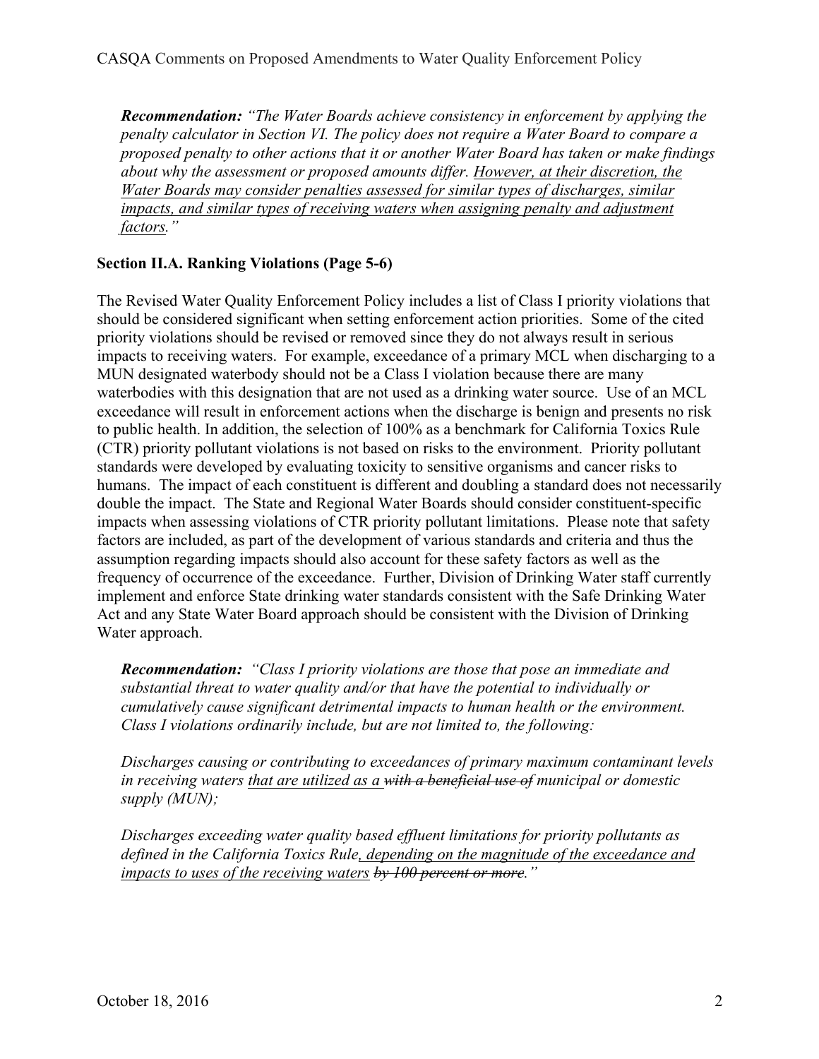***Recommendation:*** *"The Water Boards achieve consistency in enforcement by applying the penalty calculator in Section VI. The policy does not require a Water Board to compare a proposed penalty to other actions that it or another Water Board has taken or make findings about why the assessment or proposed amounts differ. <u>However, at their discretion, the Water Boards may consider penalties assessed for similar types of discharges, similar impacts, and similar types of receiving waters when assigning penalty and adjustment factors</u>."*

**Section II.A. Ranking Violations (Page 5-6)**

The Revised Water Quality Enforcement Policy includes a list of Class I priority violations that should be considered significant when setting enforcement action priorities. Some of the cited priority violations should be revised or removed since they do not always result in serious impacts to receiving waters. For example, exceedance of a primary MCL when discharging to a MUN designated waterbody should not be a Class I violation because there are many waterbodies with this designation that are not used as a drinking water source. Use of an MCL exceedance will result in enforcement actions when the discharge is benign and presents no risk to public health. In addition, the selection of 100% as a benchmark for California Toxics Rule (CTR) priority pollutant violations is not based on risks to the environment. Priority pollutant standards were developed by evaluating toxicity to sensitive organisms and cancer risks to humans. The impact of each constituent is different and doubling a standard does not necessarily double the impact. The State and Regional Water Boards should consider constituent-specific impacts when assessing violations of CTR priority pollutant limitations. Please note that safety factors are included, as part of the development of various standards and criteria and thus the assumption regarding impacts should also account for these safety factors as well as the frequency of occurrence of the exceedance. Further, Division of Drinking Water staff currently implement and enforce State drinking water standards consistent with the Safe Drinking Water Act and any State Water Board approach should be consistent with the Division of Drinking Water approach.

***Recommendation:*** *"Class I priority violations are those that pose an immediate and substantial threat to water quality and/or that have the potential to individually or cumulatively cause significant detrimental impacts to human health or the environment. Class I violations ordinarily include, but are not limited to, the following:*

*Discharges causing or contributing to exceedances of primary maximum contaminant levels in receiving waters <u>that are utilized as a</u> ~~with a beneficial use of~~ municipal or domestic supply (MUN);*

*Discharges exceeding water quality based effluent limitations for priority pollutants as defined in the California Toxics Rule<u>, depending on the magnitude of the exceedance and impacts to uses of the receiving waters</u> ~~by 100 percent or more~~."*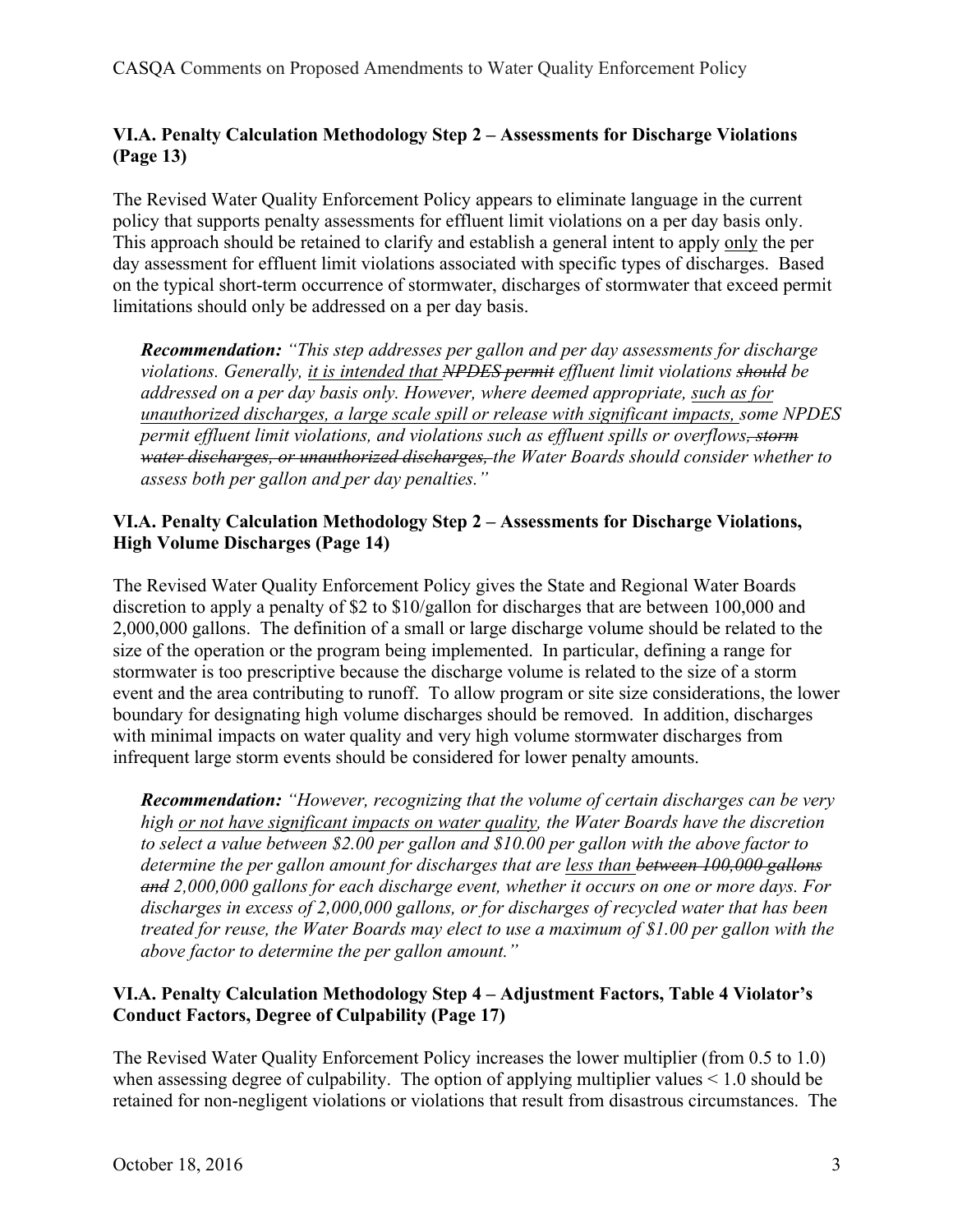### VI.A. Penalty Calculation Methodology Step 2 – Assessments for Discharge Violations (Page 13)

The Revised Water Quality Enforcement Policy appears to eliminate language in the current policy that supports penalty assessments for effluent limit violations on a per day basis only. This approach should be retained to clarify and establish a general intent to apply <u>only</u> the per day assessment for effluent limit violations associated with specific types of discharges. Based on the typical short-term occurrence of stormwater, discharges of stormwater that exceed permit limitations should only be addressed on a per day basis.

> ***Recommendation:*** *"This step addresses per gallon and per day assessments for discharge violations. Generally, <u>it is intended that</u> ~~NPDES permit~~ effluent limit violations ~~should~~ be addressed on a per day basis only. However, where deemed appropriate, <u>such as for unauthorized discharges, a large scale spill or release with significant impacts,</u> some NPDES permit effluent limit violations, and violations such as effluent spills or overflows~~, storm water discharges, or unauthorized discharges,~~ the Water Boards should consider whether to assess both per gallon and per day penalties."*

### VI.A. Penalty Calculation Methodology Step 2 – Assessments for Discharge Violations, High Volume Discharges (Page 14)

The Revised Water Quality Enforcement Policy gives the State and Regional Water Boards discretion to apply a penalty of $2 to $10/gallon for discharges that are between 100,000 and 2,000,000 gallons. The definition of a small or large discharge volume should be related to the size of the operation or the program being implemented. In particular, defining a range for stormwater is too prescriptive because the discharge volume is related to the size of a storm event and the area contributing to runoff. To allow program or site size considerations, the lower boundary for designating high volume discharges should be removed. In addition, discharges with minimal impacts on water quality and very high volume stormwater discharges from infrequent large storm events should be considered for lower penalty amounts.

> ***Recommendation:*** *"However, recognizing that the volume of certain discharges can be very high <u>or not have significant impacts on water quality</u>, the Water Boards have the discretion to select a value between $2.00 per gallon and $10.00 per gallon with the above factor to determine the per gallon amount for discharges that are <u>less than</u> ~~between 100,000 gallons and~~ 2,000,000 gallons for each discharge event, whether it occurs on one or more days. For discharges in excess of 2,000,000 gallons, or for discharges of recycled water that has been treated for reuse, the Water Boards may elect to use a maximum of $1.00 per gallon with the above factor to determine the per gallon amount."*

### VI.A. Penalty Calculation Methodology Step 4 – Adjustment Factors, Table 4 Violator's Conduct Factors, Degree of Culpability (Page 17)

The Revised Water Quality Enforcement Policy increases the lower multiplier (from 0.5 to 1.0) when assessing degree of culpability. The option of applying multiplier values < 1.0 should be retained for non-negligent violations or violations that result from disastrous circumstances. The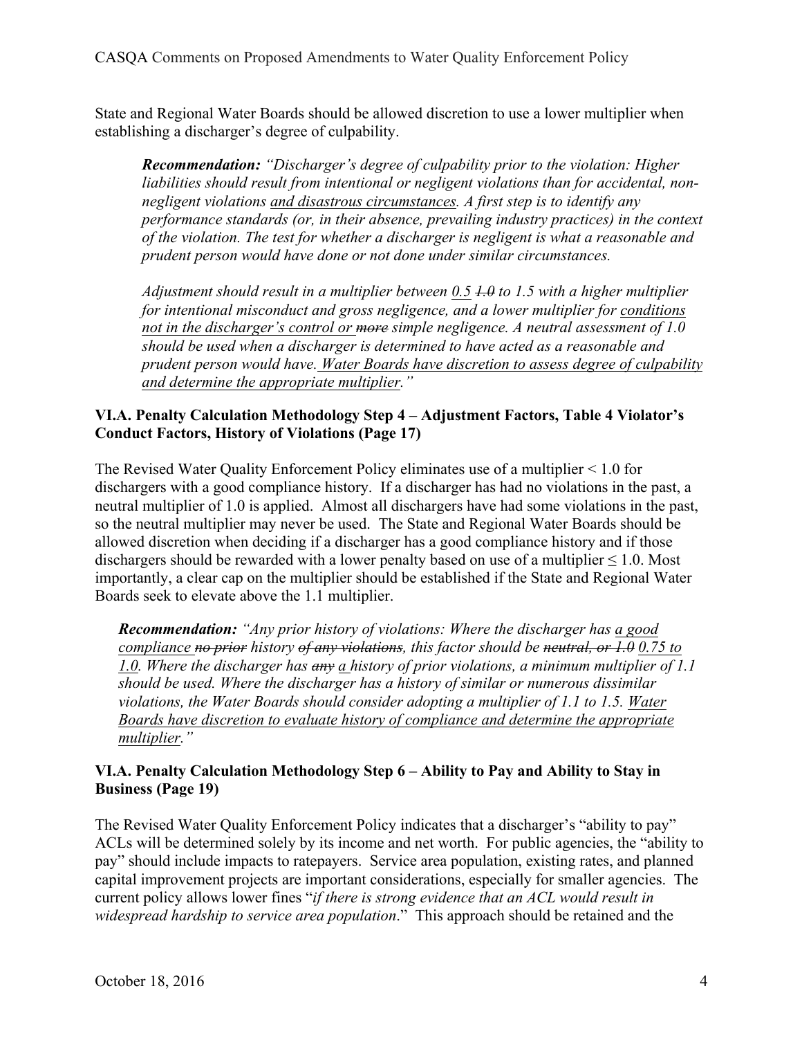State and Regional Water Boards should be allowed discretion to use a lower multiplier when establishing a discharger's degree of culpability.

> ***Recommendation:*** *"Discharger's degree of culpability prior to the violation: Higher liabilities should result from intentional or negligent violations than for accidental, non-negligent violations <u>and disastrous circumstances</u>. A first step is to identify any performance standards (or, in their absence, prevailing industry practices) in the context of the violation. The test for whether a discharger is negligent is what a reasonable and prudent person would have done or not done under similar circumstances.*
>
> *Adjustment should result in a multiplier between <u>0.5</u> ~~1.0~~ to 1.5 with a higher multiplier for intentional misconduct and gross negligence, and a lower multiplier for <u>conditions not in the discharger's control or</u> ~~more~~ simple negligence. A neutral assessment of 1.0 should be used when a discharger is determined to have acted as a reasonable and prudent person would have. <u>Water Boards have discretion to assess degree of culpability and determine the appropriate multiplier</u>."*

**VI.A. Penalty Calculation Methodology Step 4 – Adjustment Factors, Table 4 Violator's Conduct Factors, History of Violations (Page 17)**

The Revised Water Quality Enforcement Policy eliminates use of a multiplier < 1.0 for dischargers with a good compliance history. If a discharger has had no violations in the past, a neutral multiplier of 1.0 is applied. Almost all dischargers have had some violations in the past, so the neutral multiplier may never be used. The State and Regional Water Boards should be allowed discretion when deciding if a discharger has a good compliance history and if those dischargers should be rewarded with a lower penalty based on use of a multiplier ≤ 1.0. Most importantly, a clear cap on the multiplier should be established if the State and Regional Water Boards seek to elevate above the 1.1 multiplier.

> ***Recommendation:*** *"Any prior history of violations: Where the discharger has <u>a good compliance</u> ~~no prior~~ history ~~of any violations~~, this factor should be ~~neutral, or 1.0~~ <u>0.75 to 1.0</u>. Where the discharger has ~~any~~ <u>a</u> history of prior violations, a minimum multiplier of 1.1 should be used. Where the discharger has a history of similar or numerous dissimilar violations, the Water Boards should consider adopting a multiplier of 1.1 to 1.5. <u>Water Boards have discretion to evaluate history of compliance and determine the appropriate multiplier</u>."*

**VI.A. Penalty Calculation Methodology Step 6 – Ability to Pay and Ability to Stay in Business (Page 19)**

The Revised Water Quality Enforcement Policy indicates that a discharger's "ability to pay" ACLs will be determined solely by its income and net worth. For public agencies, the "ability to pay" should include impacts to ratepayers. Service area population, existing rates, and planned capital improvement projects are important considerations, especially for smaller agencies. The current policy allows lower fines "*if there is strong evidence that an ACL would result in widespread hardship to service area population*." This approach should be retained and the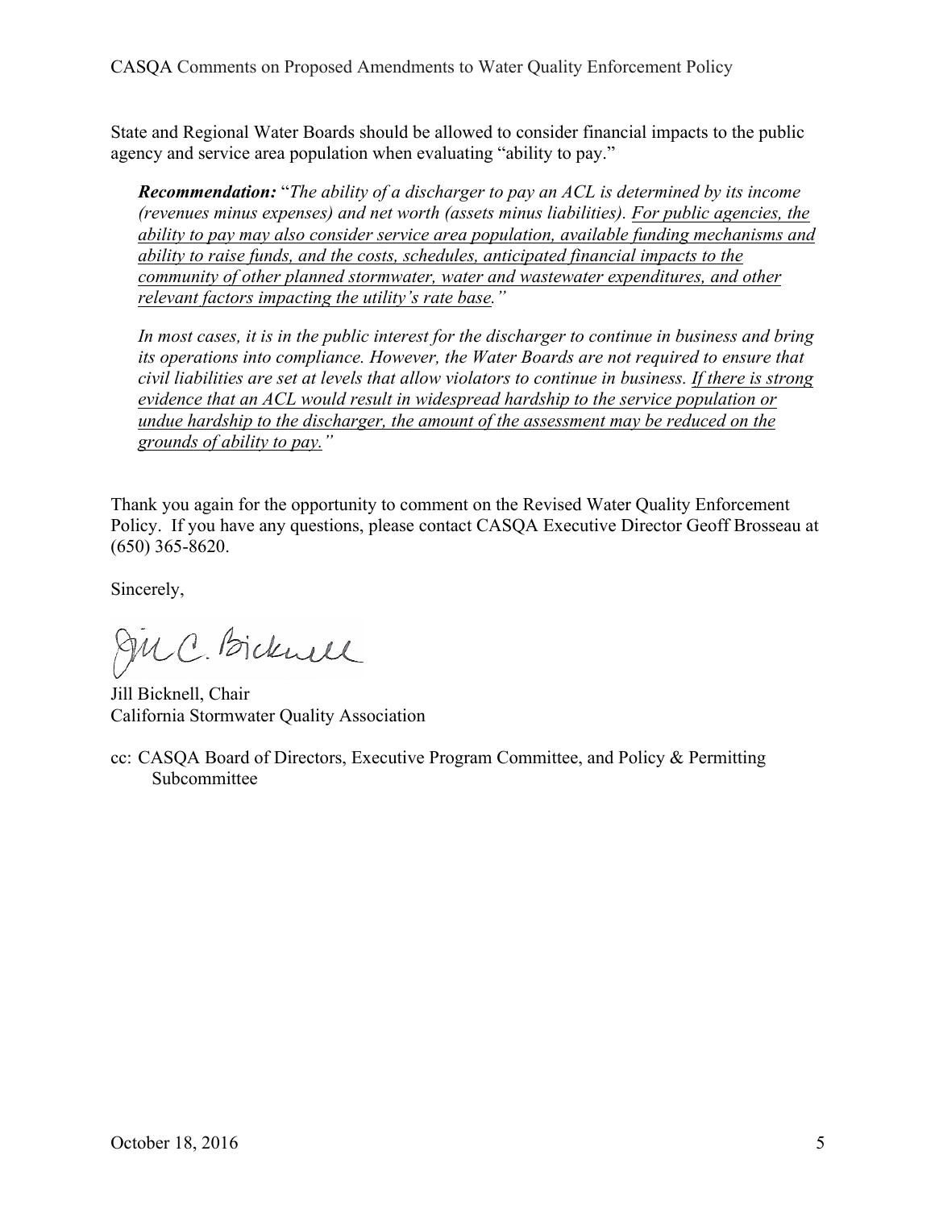State and Regional Water Boards should be allowed to consider financial impacts to the public agency and service area population when evaluating "ability to pay."

> ***Recommendation:*** "*The ability of a discharger to pay an ACL is determined by its income (revenues minus expenses) and net worth (assets minus liabilities). <u>For public agencies, the ability to pay may also consider service area population, available funding mechanisms and ability to raise funds, and the costs, schedules, anticipated financial impacts to the community of other planned stormwater, water and wastewater expenditures, and other relevant factors impacting the utility's rate base</u>."*
>
> *In most cases, it is in the public interest for the discharger to continue in business and bring its operations into compliance. However, the Water Boards are not required to ensure that civil liabilities are set at levels that allow violators to continue in business. <u>If there is strong evidence that an ACL would result in widespread hardship to the service population or undue hardship to the discharger, the amount of the assessment may be reduced on the grounds of ability to pay.</u>"*

Thank you again for the opportunity to comment on the Revised Water Quality Enforcement Policy. If you have any questions, please contact CASQA Executive Director Geoff Brosseau at (650) 365-8620.

Sincerely,

Jill C. Bicknell

Jill Bicknell, Chair
California Stormwater Quality Association

cc: CASQA Board of Directors, Executive Program Committee, and Policy & Permitting Subcommittee